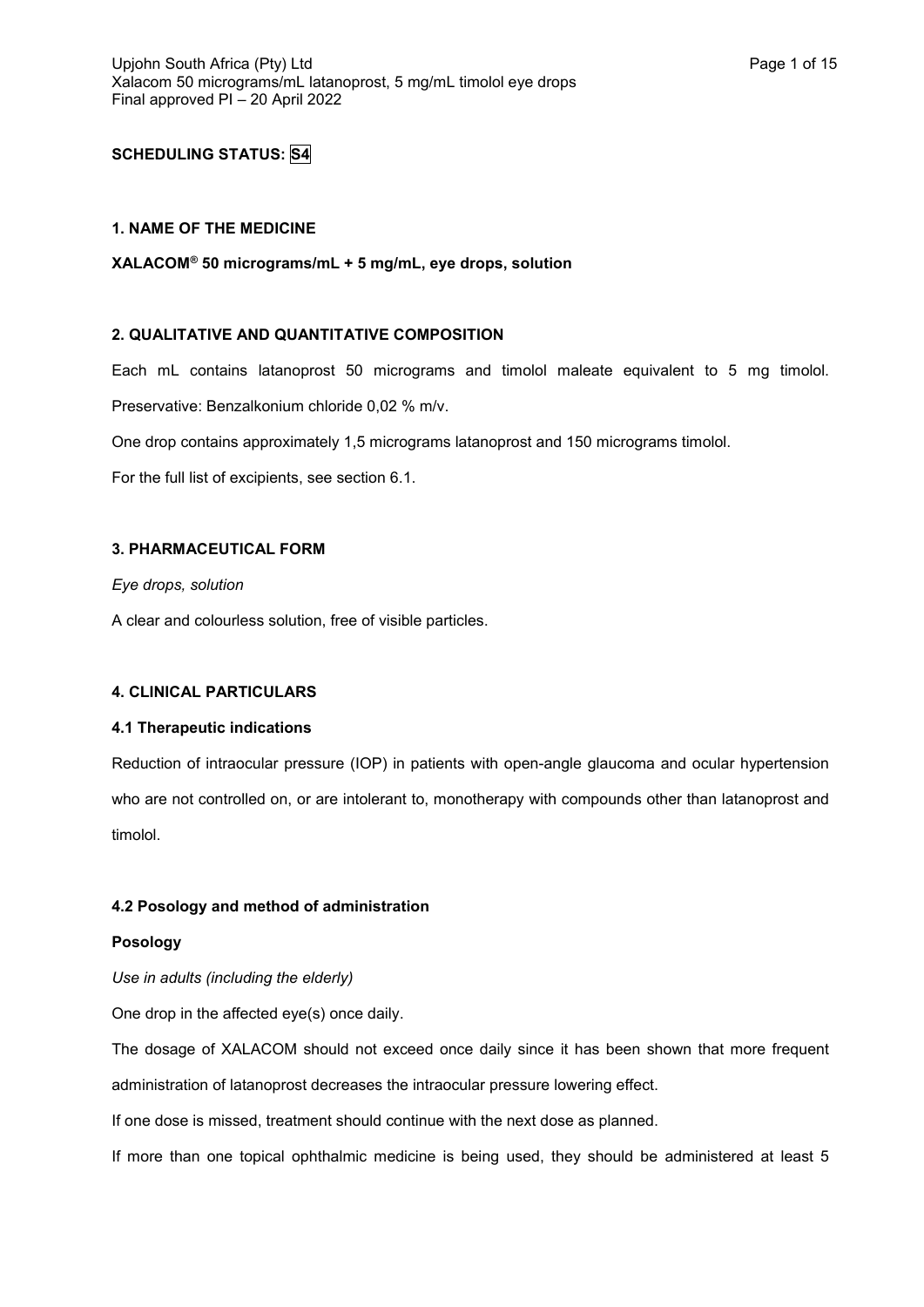**SCHEDULING STATUS: S4**

## 1. NAME OF THE MEDICINE

**XALACOM® 50 micrograms/mL + 5 mg/mL, eye drops, solution**

## 2. QUALITATIVE AND QUANTITATIVE COMPOSITION

Each mL contains latanoprost 50 micrograms and timolol maleate equivalent to 5 mg timolol.

Preservative: Benzalkonium chloride 0,02 % m/v.

One drop contains approximately 1,5 micrograms latanoprost and 150 micrograms timolol.

For the full list of excipients, see section 6.1.

## 3. PHARMACEUTICAL FORM

*Eye drops, solution*

A clear and colourless solution, free of visible particles.

## 4. CLINICAL PARTICULARS

### 4.1 Therapeutic indications

Reduction of intraocular pressure (IOP) in patients with open-angle glaucoma and ocular hypertension who are not controlled on, or are intolerant to, monotherapy with compounds other than latanoprost and timolol.

### 4.2 Posology and method of administration

**Posology**

*Use in adults (including the elderly)*

One drop in the affected eye(s) once daily.

The dosage of XALACOM should not exceed once daily since it has been shown that more frequent administration of latanoprost decreases the intraocular pressure lowering effect.

If one dose is missed, treatment should continue with the next dose as planned.

If more than one topical ophthalmic medicine is being used, they should be administered at least 5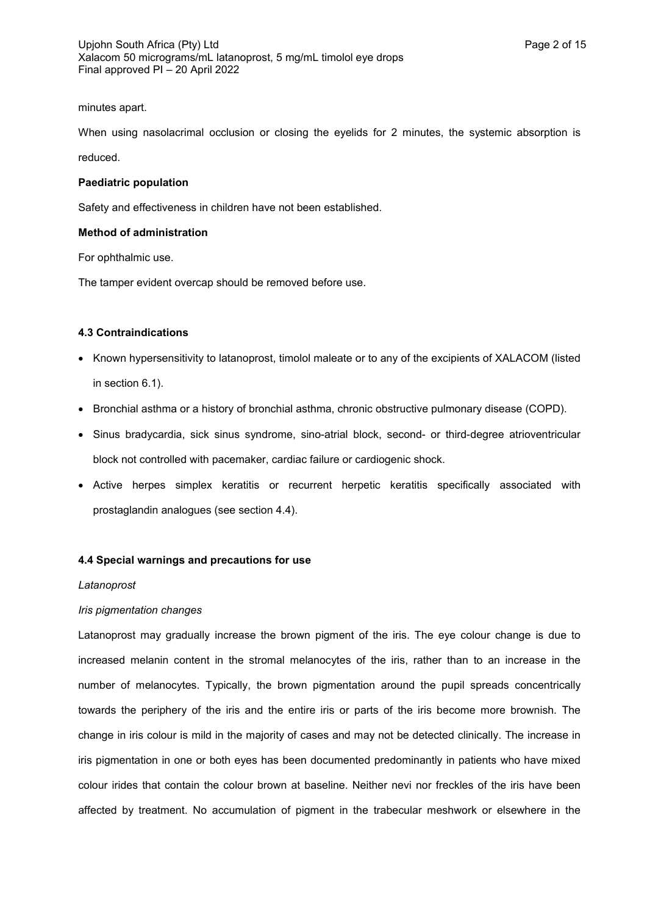minutes apart.

When using nasolacrimal occlusion or closing the eyelids for 2 minutes, the systemic absorption is reduced.

**Paediatric population**

Safety and effectiveness in children have not been established.

**Method of administration**

For ophthalmic use.

The tamper evident overcap should be removed before use.

### 4.3 Contraindications

- Known hypersensitivity to latanoprost, timolol maleate or to any of the excipients of XALACOM (listed in section 6.1).
- Bronchial asthma or a history of bronchial asthma, chronic obstructive pulmonary disease (COPD).
- Sinus bradycardia, sick sinus syndrome, sino-atrial block, second- or third-degree atrioventricular block not controlled with pacemaker, cardiac failure or cardiogenic shock.
- Active herpes simplex keratitis or recurrent herpetic keratitis specifically associated with prostaglandin analogues (see section 4.4).

### 4.4 Special warnings and precautions for use

*Latanoprost*

*Iris pigmentation changes*

Latanoprost may gradually increase the brown pigment of the iris. The eye colour change is due to increased melanin content in the stromal melanocytes of the iris, rather than to an increase in the number of melanocytes. Typically, the brown pigmentation around the pupil spreads concentrically towards the periphery of the iris and the entire iris or parts of the iris become more brownish. The change in iris colour is mild in the majority of cases and may not be detected clinically. The increase in iris pigmentation in one or both eyes has been documented predominantly in patients who have mixed colour irides that contain the colour brown at baseline. Neither nevi nor freckles of the iris have been affected by treatment. No accumulation of pigment in the trabecular meshwork or elsewhere in the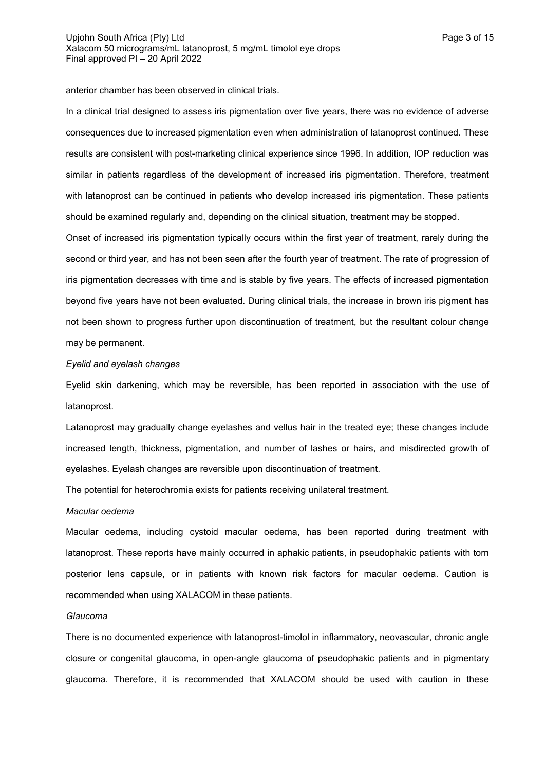anterior chamber has been observed in clinical trials.

In a clinical trial designed to assess iris pigmentation over five years, there was no evidence of adverse consequences due to increased pigmentation even when administration of latanoprost continued. These results are consistent with post-marketing clinical experience since 1996. In addition, IOP reduction was similar in patients regardless of the development of increased iris pigmentation. Therefore, treatment with latanoprost can be continued in patients who develop increased iris pigmentation. These patients should be examined regularly and, depending on the clinical situation, treatment may be stopped.

Onset of increased iris pigmentation typically occurs within the first year of treatment, rarely during the second or third year, and has not been seen after the fourth year of treatment. The rate of progression of iris pigmentation decreases with time and is stable by five years. The effects of increased pigmentation beyond five years have not been evaluated. During clinical trials, the increase in brown iris pigment has not been shown to progress further upon discontinuation of treatment, but the resultant colour change may be permanent.

*Eyelid and eyelash changes*

Eyelid skin darkening, which may be reversible, has been reported in association with the use of latanoprost.

Latanoprost may gradually change eyelashes and vellus hair in the treated eye; these changes include increased length, thickness, pigmentation, and number of lashes or hairs, and misdirected growth of eyelashes. Eyelash changes are reversible upon discontinuation of treatment.

The potential for heterochromia exists for patients receiving unilateral treatment.

*Macular oedema*

Macular oedema, including cystoid macular oedema, has been reported during treatment with latanoprost. These reports have mainly occurred in aphakic patients, in pseudophakic patients with torn posterior lens capsule, or in patients with known risk factors for macular oedema. Caution is recommended when using XALACOM in these patients.

*Glaucoma*

There is no documented experience with latanoprost-timolol in inflammatory, neovascular, chronic angle closure or congenital glaucoma, in open-angle glaucoma of pseudophakic patients and in pigmentary glaucoma. Therefore, it is recommended that XALACOM should be used with caution in these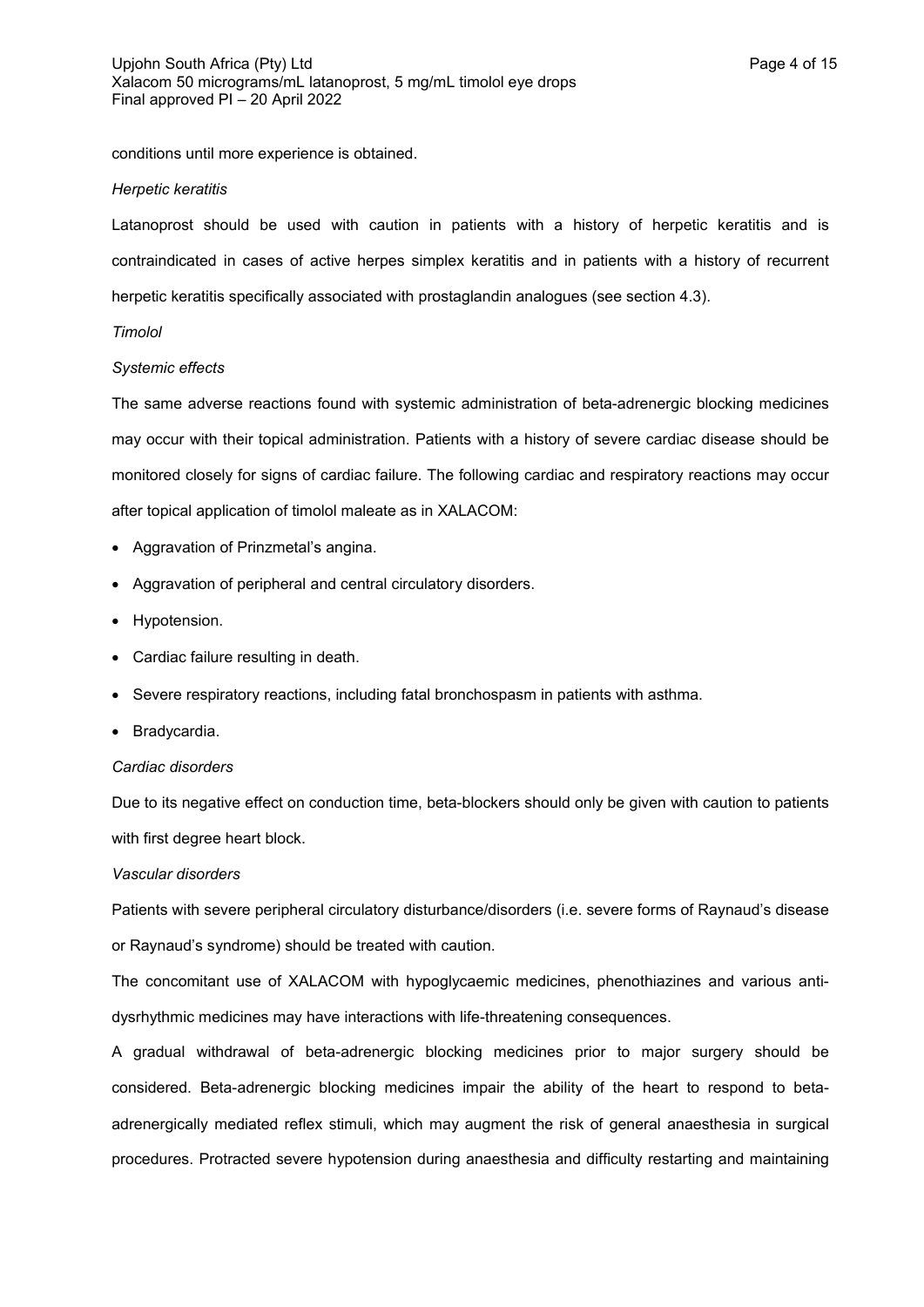conditions until more experience is obtained.

*Herpetic keratitis*

Latanoprost should be used with caution in patients with a history of herpetic keratitis and is contraindicated in cases of active herpes simplex keratitis and in patients with a history of recurrent herpetic keratitis specifically associated with prostaglandin analogues (see section 4.3).

*Timolol*

*Systemic effects*

The same adverse reactions found with systemic administration of beta-adrenergic blocking medicines may occur with their topical administration. Patients with a history of severe cardiac disease should be monitored closely for signs of cardiac failure. The following cardiac and respiratory reactions may occur after topical application of timolol maleate as in XALACOM:

- Aggravation of Prinzmetal's angina.
- Aggravation of peripheral and central circulatory disorders.
- Hypotension.
- Cardiac failure resulting in death.
- Severe respiratory reactions, including fatal bronchospasm in patients with asthma.
- Bradycardia.

*Cardiac disorders*

Due to its negative effect on conduction time, beta-blockers should only be given with caution to patients with first degree heart block.

*Vascular disorders*

Patients with severe peripheral circulatory disturbance/disorders (i.e. severe forms of Raynaud's disease or Raynaud's syndrome) should be treated with caution.

The concomitant use of XALACOM with hypoglycaemic medicines, phenothiazines and various anti-dysrhythmic medicines may have interactions with life-threatening consequences.

A gradual withdrawal of beta-adrenergic blocking medicines prior to major surgery should be considered. Beta-adrenergic blocking medicines impair the ability of the heart to respond to beta-adrenergically mediated reflex stimuli, which may augment the risk of general anaesthesia in surgical procedures. Protracted severe hypotension during anaesthesia and difficulty restarting and maintaining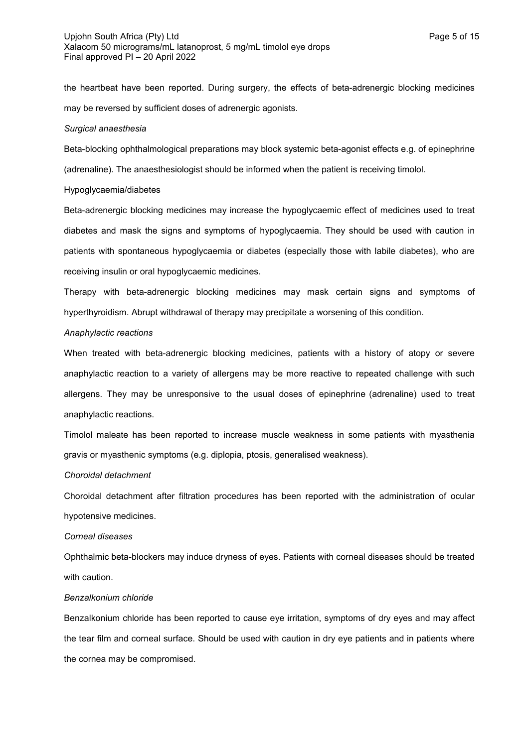the heartbeat have been reported. During surgery, the effects of beta-adrenergic blocking medicines may be reversed by sufficient doses of adrenergic agonists.

*Surgical anaesthesia*

Beta-blocking ophthalmological preparations may block systemic beta-agonist effects e.g. of epinephrine (adrenaline). The anaesthesiologist should be informed when the patient is receiving timolol.

Hypoglycaemia/diabetes

Beta-adrenergic blocking medicines may increase the hypoglycaemic effect of medicines used to treat diabetes and mask the signs and symptoms of hypoglycaemia. They should be used with caution in patients with spontaneous hypoglycaemia or diabetes (especially those with labile diabetes), who are receiving insulin or oral hypoglycaemic medicines.

Therapy with beta-adrenergic blocking medicines may mask certain signs and symptoms of hyperthyroidism. Abrupt withdrawal of therapy may precipitate a worsening of this condition.

*Anaphylactic reactions*

When treated with beta-adrenergic blocking medicines, patients with a history of atopy or severe anaphylactic reaction to a variety of allergens may be more reactive to repeated challenge with such allergens. They may be unresponsive to the usual doses of epinephrine (adrenaline) used to treat anaphylactic reactions.

Timolol maleate has been reported to increase muscle weakness in some patients with myasthenia gravis or myasthenic symptoms (e.g. diplopia, ptosis, generalised weakness).

*Choroidal detachment*

Choroidal detachment after filtration procedures has been reported with the administration of ocular hypotensive medicines.

*Corneal diseases*

Ophthalmic beta-blockers may induce dryness of eyes. Patients with corneal diseases should be treated with caution.

*Benzalkonium chloride*

Benzalkonium chloride has been reported to cause eye irritation, symptoms of dry eyes and may affect the tear film and corneal surface. Should be used with caution in dry eye patients and in patients where the cornea may be compromised.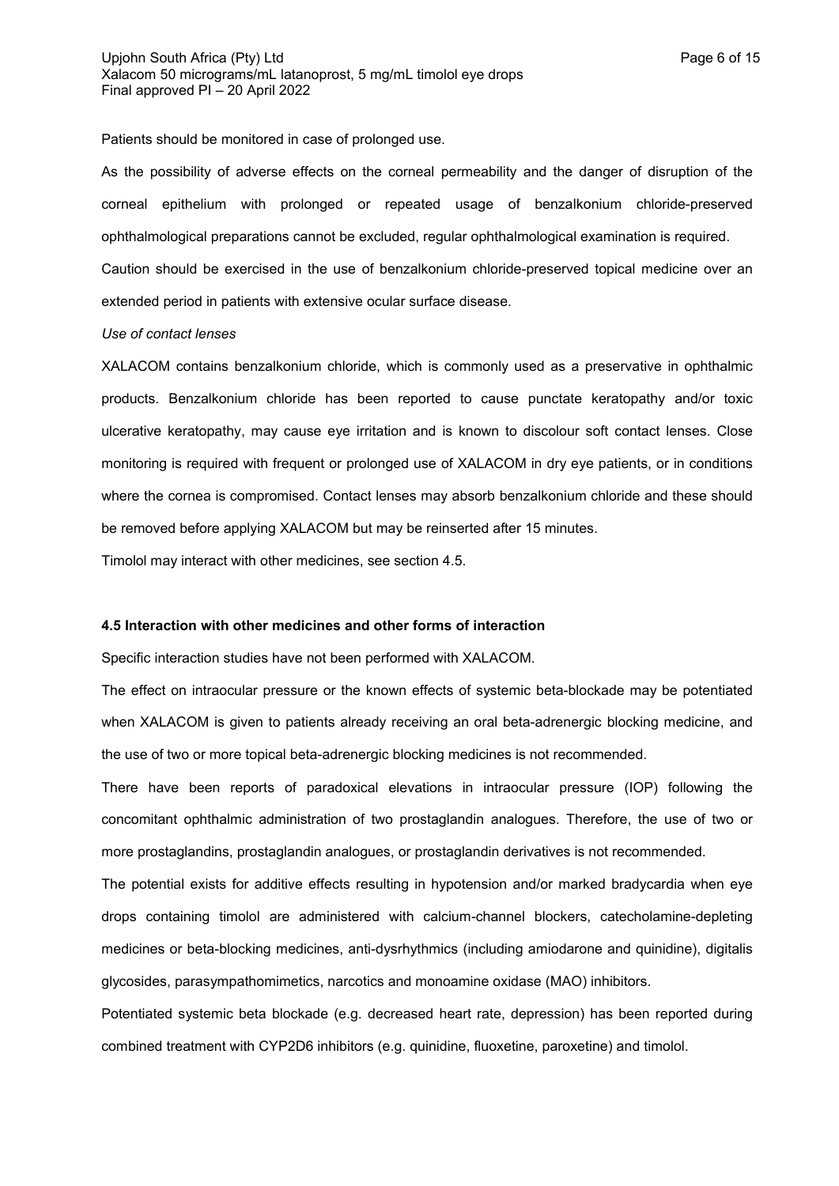Patients should be monitored in case of prolonged use.

As the possibility of adverse effects on the corneal permeability and the danger of disruption of the corneal epithelium with prolonged or repeated usage of benzalkonium chloride-preserved ophthalmological preparations cannot be excluded, regular ophthalmological examination is required.

Caution should be exercised in the use of benzalkonium chloride-preserved topical medicine over an extended period in patients with extensive ocular surface disease.

*Use of contact lenses*

XALACOM contains benzalkonium chloride, which is commonly used as a preservative in ophthalmic products. Benzalkonium chloride has been reported to cause punctate keratopathy and/or toxic ulcerative keratopathy, may cause eye irritation and is known to discolour soft contact lenses. Close monitoring is required with frequent or prolonged use of XALACOM in dry eye patients, or in conditions where the cornea is compromised. Contact lenses may absorb benzalkonium chloride and these should be removed before applying XALACOM but may be reinserted after 15 minutes.

Timolol may interact with other medicines, see section 4.5.

**4.5 Interaction with other medicines and other forms of interaction**

Specific interaction studies have not been performed with XALACOM.

The effect on intraocular pressure or the known effects of systemic beta-blockade may be potentiated when XALACOM is given to patients already receiving an oral beta-adrenergic blocking medicine, and the use of two or more topical beta-adrenergic blocking medicines is not recommended.

There have been reports of paradoxical elevations in intraocular pressure (IOP) following the concomitant ophthalmic administration of two prostaglandin analogues. Therefore, the use of two or more prostaglandins, prostaglandin analogues, or prostaglandin derivatives is not recommended.

The potential exists for additive effects resulting in hypotension and/or marked bradycardia when eye drops containing timolol are administered with calcium-channel blockers, catecholamine-depleting medicines or beta-blocking medicines, anti-dysrhythmics (including amiodarone and quinidine), digitalis glycosides, parasympathomimetics, narcotics and monoamine oxidase (MAO) inhibitors.

Potentiated systemic beta blockade (e.g. decreased heart rate, depression) has been reported during combined treatment with CYP2D6 inhibitors (e.g. quinidine, fluoxetine, paroxetine) and timolol.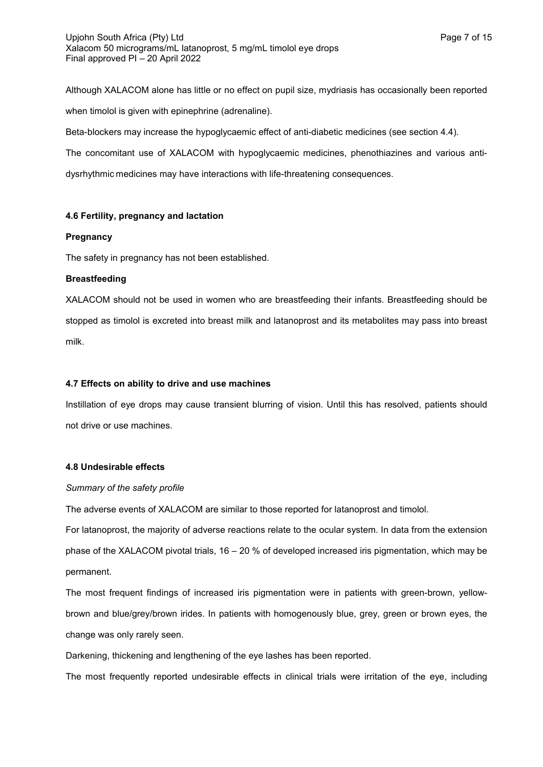Although XALACOM alone has little or no effect on pupil size, mydriasis has occasionally been reported when timolol is given with epinephrine (adrenaline).

Beta-blockers may increase the hypoglycaemic effect of anti-diabetic medicines (see section 4.4).

The concomitant use of XALACOM with hypoglycaemic medicines, phenothiazines and various anti-dysrhythmic medicines may have interactions with life-threatening consequences.

#### 4.6 Fertility, pregnancy and lactation

**Pregnancy**

The safety in pregnancy has not been established.

**Breastfeeding**

XALACOM should not be used in women who are breastfeeding their infants. Breastfeeding should be stopped as timolol is excreted into breast milk and latanoprost and its metabolites may pass into breast milk.

#### 4.7 Effects on ability to drive and use machines

Instillation of eye drops may cause transient blurring of vision. Until this has resolved, patients should not drive or use machines.

#### 4.8 Undesirable effects

*Summary of the safety profile*

The adverse events of XALACOM are similar to those reported for latanoprost and timolol.

For latanoprost, the majority of adverse reactions relate to the ocular system. In data from the extension phase of the XALACOM pivotal trials, 16 – 20 % of developed increased iris pigmentation, which may be permanent.

The most frequent findings of increased iris pigmentation were in patients with green-brown, yellow-brown and blue/grey/brown irides. In patients with homogenously blue, grey, green or brown eyes, the change was only rarely seen.

Darkening, thickening and lengthening of the eye lashes has been reported.

The most frequently reported undesirable effects in clinical trials were irritation of the eye, including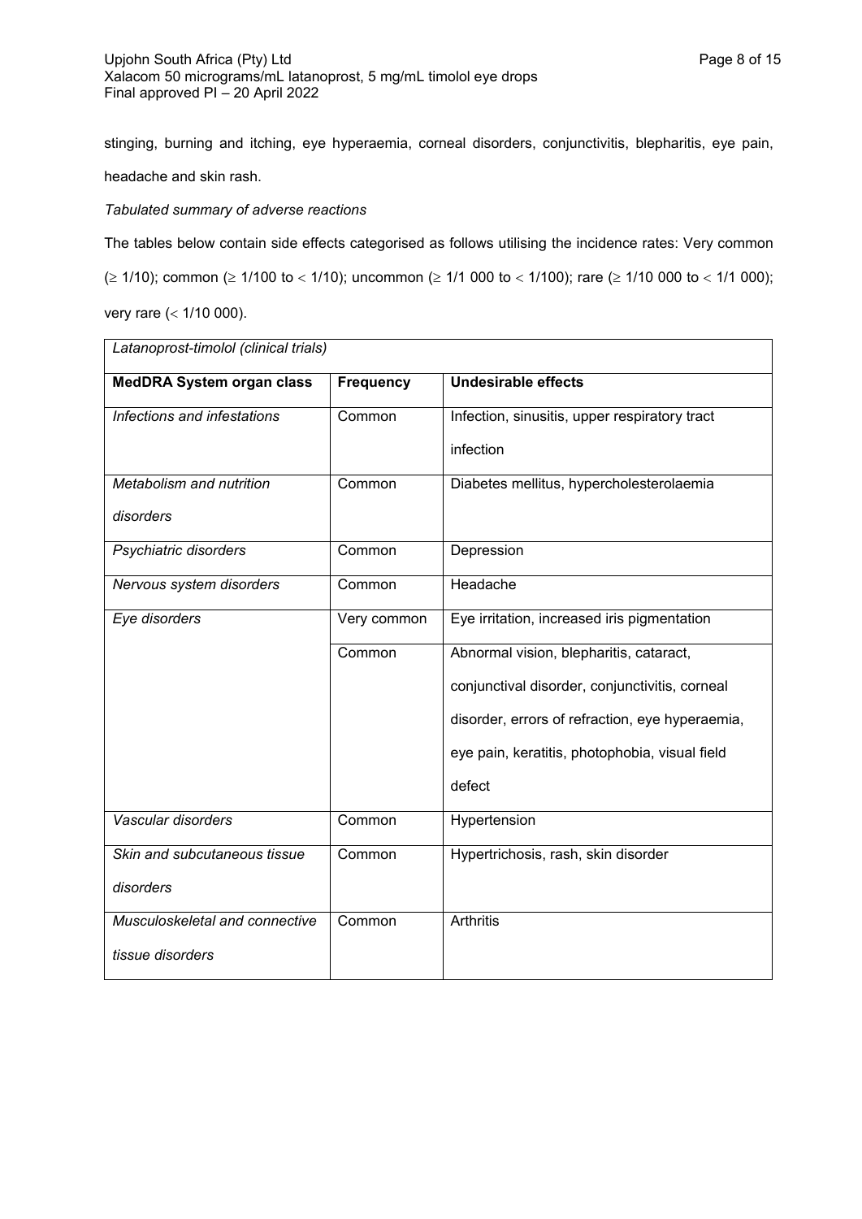stinging, burning and itching, eye hyperaemia, corneal disorders, conjunctivitis, blepharitis, eye pain, headache and skin rash.

*Tabulated summary of adverse reactions*

The tables below contain side effects categorised as follows utilising the incidence rates: Very common (≥ 1/10); common (≥ 1/100 to < 1/10); uncommon (≥ 1/1 000 to < 1/100); rare (≥ 1/10 000 to < 1/1 000); very rare (< 1/10 000).

| *Latanoprost-timolol (clinical trials)* | | |
|---|---|---|
| **MedDRA System organ class** | **Frequency** | **Undesirable effects** |
| *Infections and infestations* | Common | Infection, sinusitis, upper respiratory tract infection |
| *Metabolism and nutrition disorders* | Common | Diabetes mellitus, hypercholesterolaemia |
| *Psychiatric disorders* | Common | Depression |
| *Nervous system disorders* | Common | Headache |
| *Eye disorders* | Very common | Eye irritation, increased iris pigmentation |
| | Common | Abnormal vision, blepharitis, cataract, conjunctival disorder, conjunctivitis, corneal disorder, errors of refraction, eye hyperaemia, eye pain, keratitis, photophobia, visual field defect |
| *Vascular disorders* | Common | Hypertension |
| *Skin and subcutaneous tissue disorders* | Common | Hypertrichosis, rash, skin disorder |
| *Musculoskeletal and connective tissue disorders* | Common | Arthritis |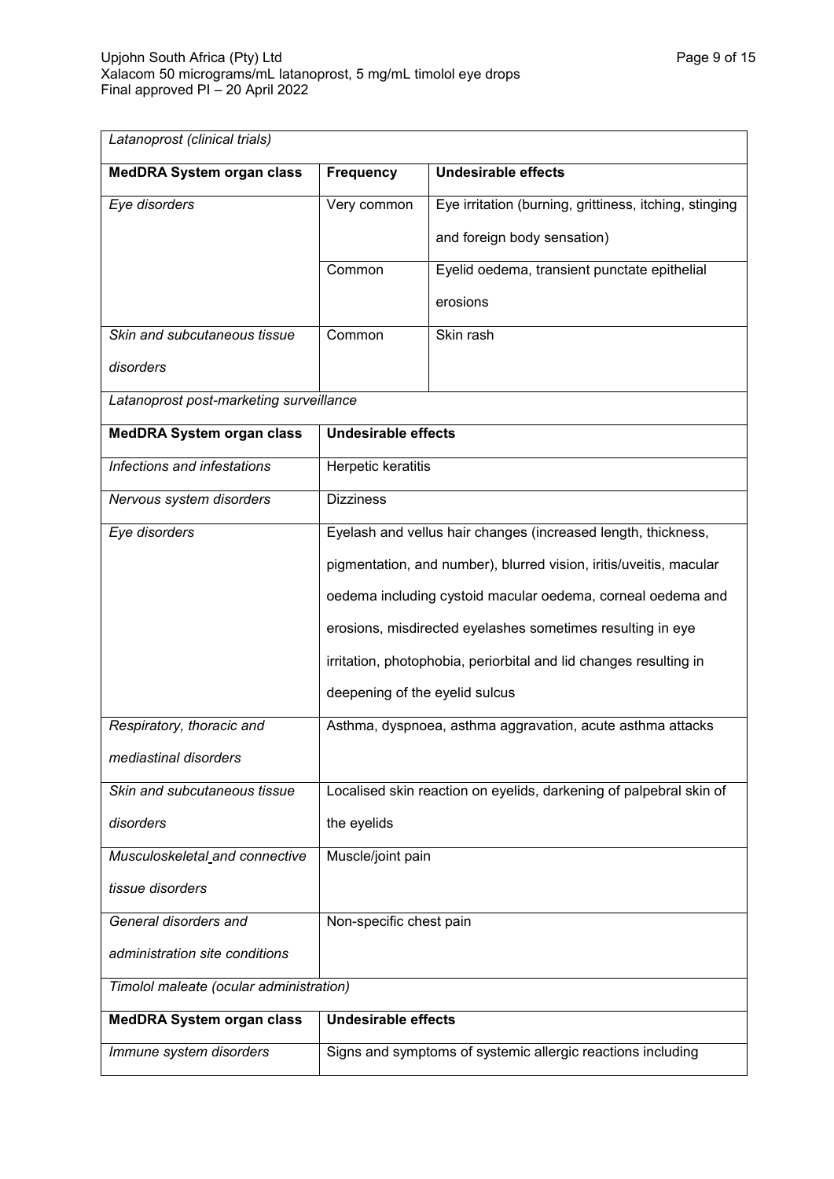| *Latanoprost (clinical trials)* | | |
|---|---|---|
| **MedDRA System organ class** | **Frequency** | **Undesirable effects** |
| *Eye disorders* | Very common | Eye irritation (burning, grittiness, itching, stinging and foreign body sensation) |
| | Common | Eyelid oedema, transient punctate epithelial erosions |
| *Skin and subcutaneous tissue disorders* | Common | Skin rash |

| *Latanoprost post-marketing surveillance* | |
|---|---|
| **MedDRA System organ class** | **Undesirable effects** |
| *Infections and infestations* | Herpetic keratitis |
| *Nervous system disorders* | Dizziness |
| *Eye disorders* | Eyelash and vellus hair changes (increased length, thickness, pigmentation, and number), blurred vision, iritis/uveitis, macular oedema including cystoid macular oedema, corneal oedema and erosions, misdirected eyelashes sometimes resulting in eye irritation, photophobia, periorbital and lid changes resulting in deepening of the eyelid sulcus |
| *Respiratory, thoracic and mediastinal disorders* | Asthma, dyspnoea, asthma aggravation, acute asthma attacks |
| *Skin and subcutaneous tissue disorders* | Localised skin reaction on eyelids, darkening of palpebral skin of the eyelids |
| *Musculoskeletal and connective tissue disorders* | Muscle/joint pain |
| *General disorders and administration site conditions* | Non-specific chest pain |

| *Timolol maleate (ocular administration)* | |
|---|---|
| **MedDRA System organ class** | **Undesirable effects** |
| *Immune system disorders* | Signs and symptoms of systemic allergic reactions including |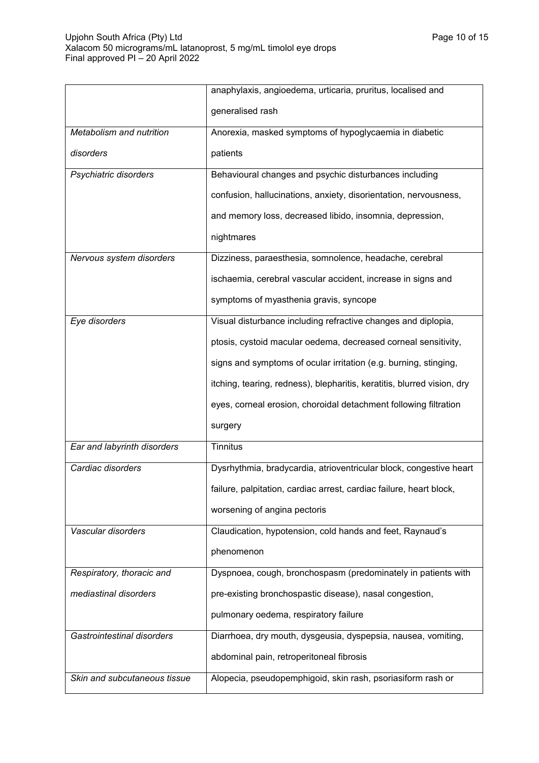| | |
|---|---|
| | anaphylaxis, angioedema, urticaria, pruritus, localised and generalised rash |
| *Metabolism and nutrition disorders* | Anorexia, masked symptoms of hypoglycaemia in diabetic patients |
| *Psychiatric disorders* | Behavioural changes and psychic disturbances including confusion, hallucinations, anxiety, disorientation, nervousness, and memory loss, decreased libido, insomnia, depression, nightmares |
| *Nervous system disorders* | Dizziness, paraesthesia, somnolence, headache, cerebral ischaemia, cerebral vascular accident, increase in signs and symptoms of myasthenia gravis, syncope |
| *Eye disorders* | Visual disturbance including refractive changes and diplopia, ptosis, cystoid macular oedema, decreased corneal sensitivity, signs and symptoms of ocular irritation (e.g. burning, stinging, itching, tearing, redness), blepharitis, keratitis, blurred vision, dry eyes, corneal erosion, choroidal detachment following filtration surgery |
| *Ear and labyrinth disorders* | Tinnitus |
| *Cardiac disorders* | Dysrhythmia, bradycardia, atrioventricular block, congestive heart failure, palpitation, cardiac arrest, cardiac failure, heart block, worsening of angina pectoris |
| *Vascular disorders* | Claudication, hypotension, cold hands and feet, Raynaud's phenomenon |
| *Respiratory, thoracic and mediastinal disorders* | Dyspnoea, cough, bronchospasm (predominately in patients with pre-existing bronchospastic disease), nasal congestion, pulmonary oedema, respiratory failure |
| *Gastrointestinal disorders* | Diarrhoea, dry mouth, dysgeusia, dyspepsia, nausea, vomiting, abdominal pain, retroperitoneal fibrosis |
| *Skin and subcutaneous tissue* | Alopecia, pseudopemphigoid, skin rash, psoriasiform rash or |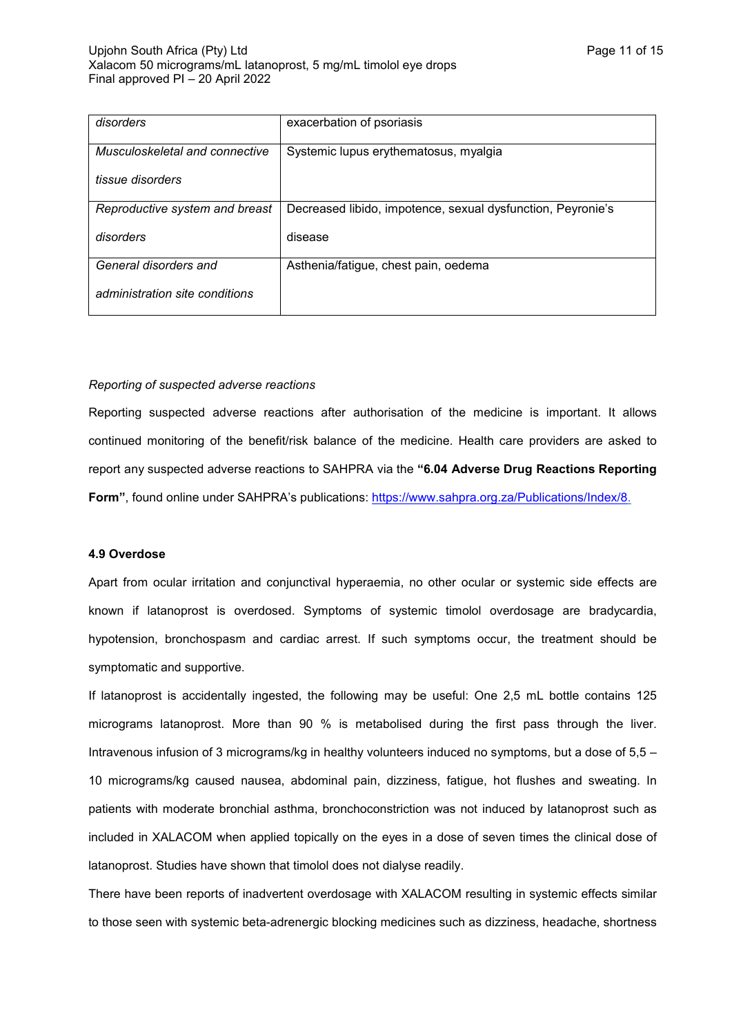| disorders | exacerbation of psoriasis |
|---|---|
| *Musculoskeletal and connective tissue disorders* | Systemic lupus erythematosus, myalgia |
| *Reproductive system and breast disorders* | Decreased libido, impotence, sexual dysfunction, Peyronie's disease |
| *General disorders and administration site conditions* | Asthenia/fatigue, chest pain, oedema |

*Reporting of suspected adverse reactions*

Reporting suspected adverse reactions after authorisation of the medicine is important. It allows continued monitoring of the benefit/risk balance of the medicine. Health care providers are asked to report any suspected adverse reactions to SAHPRA via the **"6.04 Adverse Drug Reactions Reporting Form"**, found online under SAHPRA's publications: https://www.sahpra.org.za/Publications/Index/8.

**4.9 Overdose**

Apart from ocular irritation and conjunctival hyperaemia, no other ocular or systemic side effects are known if latanoprost is overdosed. Symptoms of systemic timolol overdosage are bradycardia, hypotension, bronchospasm and cardiac arrest. If such symptoms occur, the treatment should be symptomatic and supportive.

If latanoprost is accidentally ingested, the following may be useful: One 2,5 mL bottle contains 125 micrograms latanoprost. More than 90 % is metabolised during the first pass through the liver. Intravenous infusion of 3 micrograms/kg in healthy volunteers induced no symptoms, but a dose of 5,5 – 10 micrograms/kg caused nausea, abdominal pain, dizziness, fatigue, hot flushes and sweating. In patients with moderate bronchial asthma, bronchoconstriction was not induced by latanoprost such as included in XALACOM when applied topically on the eyes in a dose of seven times the clinical dose of latanoprost. Studies have shown that timolol does not dialyse readily.

There have been reports of inadvertent overdosage with XALACOM resulting in systemic effects similar to those seen with systemic beta-adrenergic blocking medicines such as dizziness, headache, shortness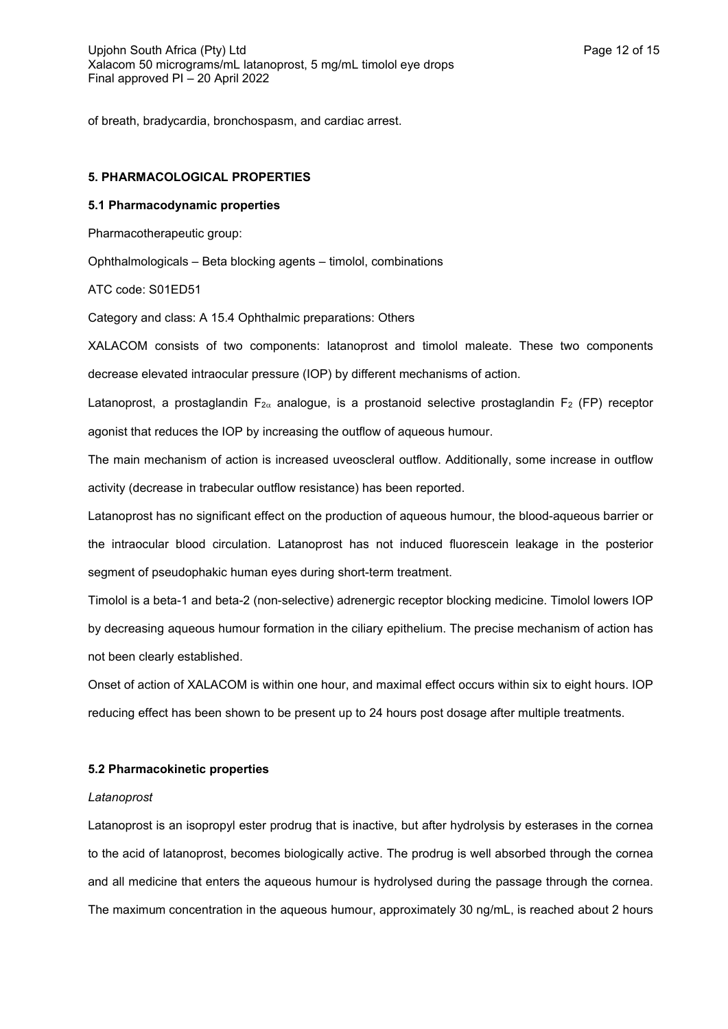of breath, bradycardia, bronchospasm, and cardiac arrest.

## 5. PHARMACOLOGICAL PROPERTIES

### 5.1 Pharmacodynamic properties

Pharmacotherapeutic group:

Ophthalmologicals – Beta blocking agents – timolol, combinations

ATC code: S01ED51

Category and class: A 15.4 Ophthalmic preparations: Others

XALACOM consists of two components: latanoprost and timolol maleate. These two components decrease elevated intraocular pressure (IOP) by different mechanisms of action.

Latanoprost, a prostaglandin $F_{2\alpha}$ analogue, is a prostanoid selective prostaglandin $F_2$ (FP) receptor agonist that reduces the IOP by increasing the outflow of aqueous humour.

The main mechanism of action is increased uveoscleral outflow. Additionally, some increase in outflow activity (decrease in trabecular outflow resistance) has been reported.

Latanoprost has no significant effect on the production of aqueous humour, the blood-aqueous barrier or the intraocular blood circulation. Latanoprost has not induced fluorescein leakage in the posterior segment of pseudophakic human eyes during short-term treatment.

Timolol is a beta-1 and beta-2 (non-selective) adrenergic receptor blocking medicine. Timolol lowers IOP by decreasing aqueous humour formation in the ciliary epithelium. The precise mechanism of action has not been clearly established.

Onset of action of XALACOM is within one hour, and maximal effect occurs within six to eight hours. IOP reducing effect has been shown to be present up to 24 hours post dosage after multiple treatments.

### 5.2 Pharmacokinetic properties

*Latanoprost*

Latanoprost is an isopropyl ester prodrug that is inactive, but after hydrolysis by esterases in the cornea to the acid of latanoprost, becomes biologically active. The prodrug is well absorbed through the cornea and all medicine that enters the aqueous humour is hydrolysed during the passage through the cornea. The maximum concentration in the aqueous humour, approximately 30 ng/mL, is reached about 2 hours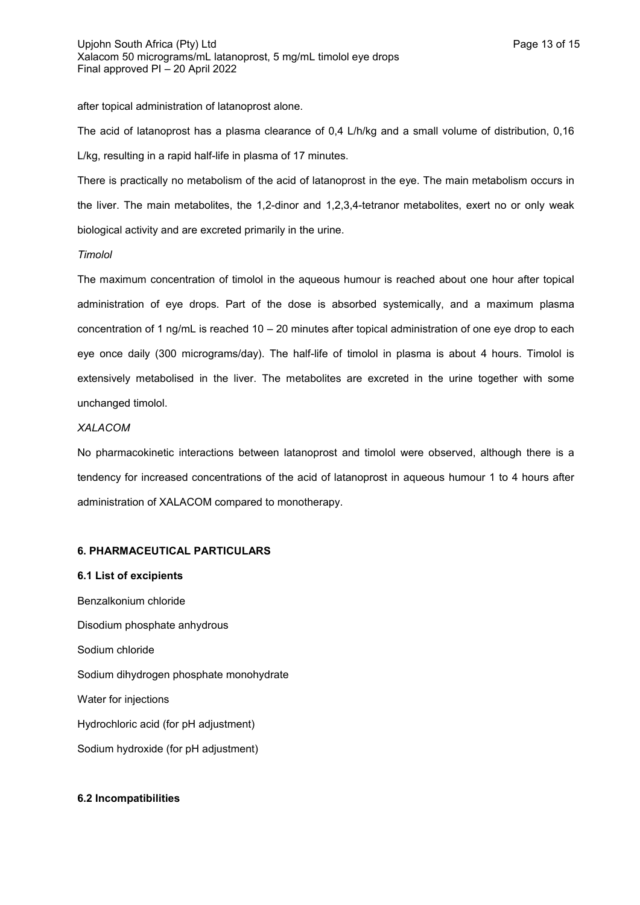after topical administration of latanoprost alone.

The acid of latanoprost has a plasma clearance of 0,4 L/h/kg and a small volume of distribution, 0,16 L/kg, resulting in a rapid half-life in plasma of 17 minutes.

There is practically no metabolism of the acid of latanoprost in the eye. The main metabolism occurs in the liver. The main metabolites, the 1,2-dinor and 1,2,3,4-tetranor metabolites, exert no or only weak biological activity and are excreted primarily in the urine.

*Timolol*

The maximum concentration of timolol in the aqueous humour is reached about one hour after topical administration of eye drops. Part of the dose is absorbed systemically, and a maximum plasma concentration of 1 ng/mL is reached 10 – 20 minutes after topical administration of one eye drop to each eye once daily (300 micrograms/day). The half-life of timolol in plasma is about 4 hours. Timolol is extensively metabolised in the liver. The metabolites are excreted in the urine together with some unchanged timolol.

*XALACOM*

No pharmacokinetic interactions between latanoprost and timolol were observed, although there is a tendency for increased concentrations of the acid of latanoprost in aqueous humour 1 to 4 hours after administration of XALACOM compared to monotherapy.

## 6. PHARMACEUTICAL PARTICULARS

### 6.1 List of excipients

Benzalkonium chloride

Disodium phosphate anhydrous

Sodium chloride

Sodium dihydrogen phosphate monohydrate

Water for injections

Hydrochloric acid (for pH adjustment)

Sodium hydroxide (for pH adjustment)

### 6.2 Incompatibilities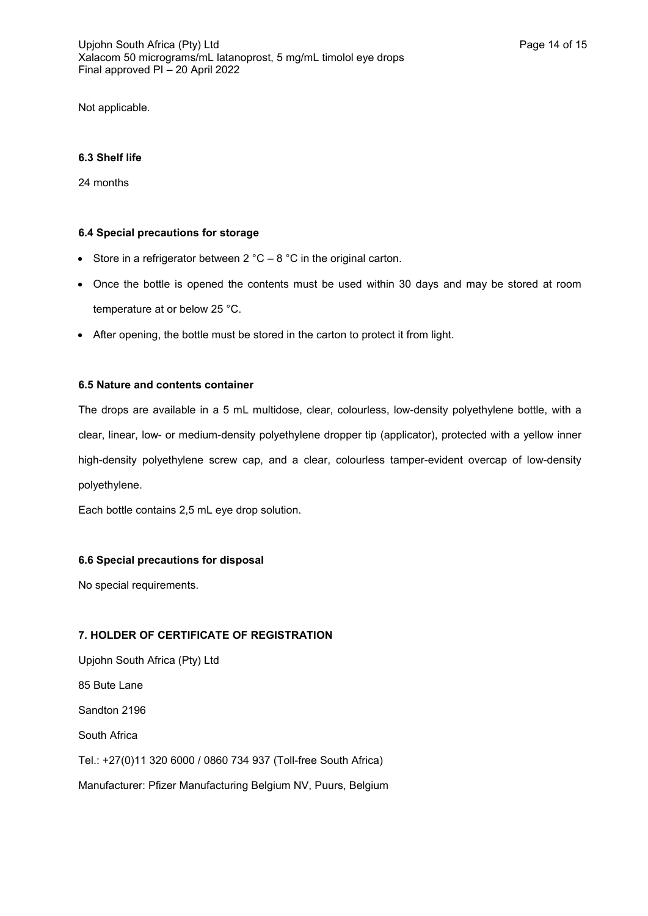Not applicable.

### 6.3 Shelf life

24 months

### 6.4 Special precautions for storage

- Store in a refrigerator between 2 °C – 8 °C in the original carton.
- Once the bottle is opened the contents must be used within 30 days and may be stored at room temperature at or below 25 °C.
- After opening, the bottle must be stored in the carton to protect it from light.

### 6.5 Nature and contents container

The drops are available in a 5 mL multidose, clear, colourless, low-density polyethylene bottle, with a clear, linear, low- or medium-density polyethylene dropper tip (applicator), protected with a yellow inner high-density polyethylene screw cap, and a clear, colourless tamper-evident overcap of low-density polyethylene.

Each bottle contains 2,5 mL eye drop solution.

### 6.6 Special precautions for disposal

No special requirements.

## 7. HOLDER OF CERTIFICATE OF REGISTRATION

Upjohn South Africa (Pty) Ltd

85 Bute Lane

Sandton 2196

South Africa

Tel.: +27(0)11 320 6000 / 0860 734 937 (Toll-free South Africa)

Manufacturer: Pfizer Manufacturing Belgium NV, Puurs, Belgium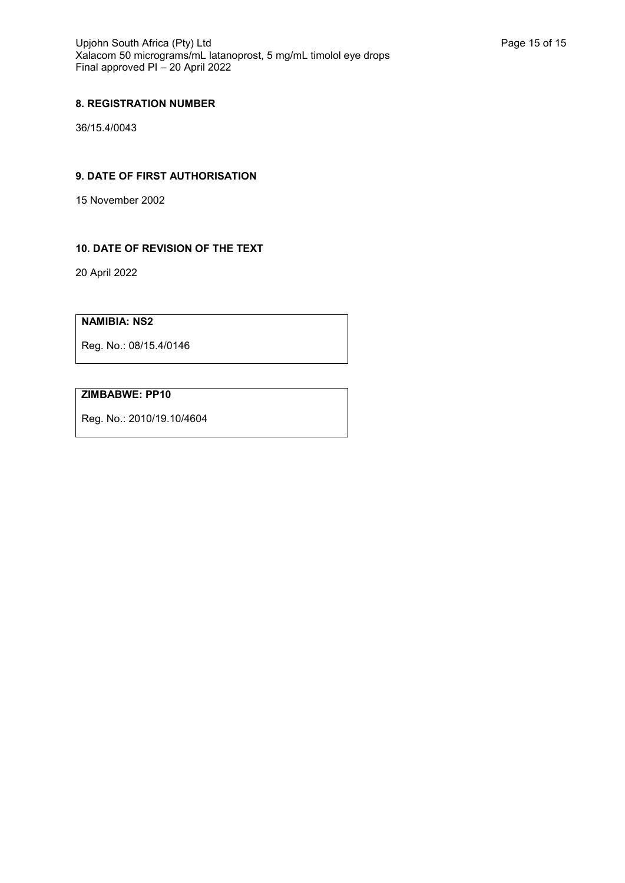**8. REGISTRATION NUMBER**

36/15.4/0043

**9. DATE OF FIRST AUTHORISATION**

15 November 2002

**10. DATE OF REVISION OF THE TEXT**

20 April 2022

**NAMIBIA: NS2**

Reg. No.: 08/15.4/0146

**ZIMBABWE: PP10**

Reg. No.: 2010/19.10/4604